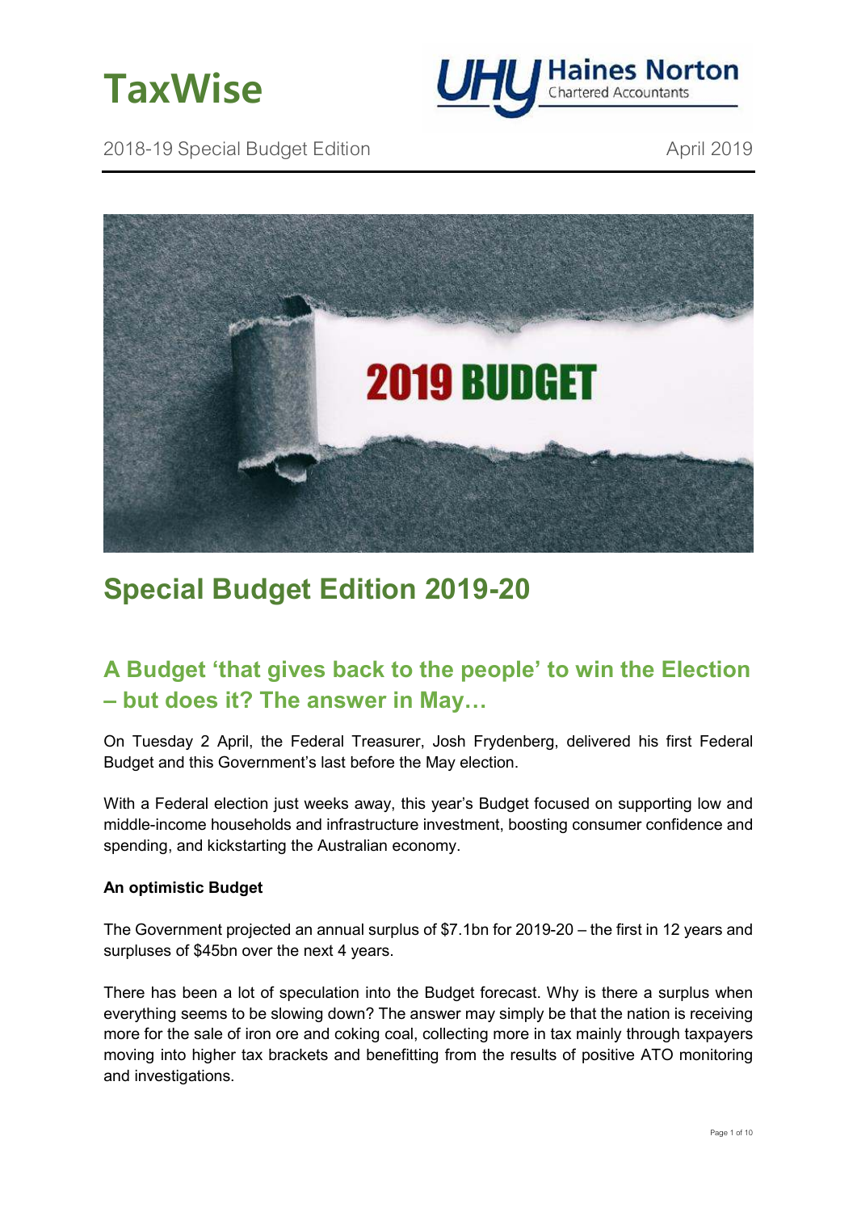TaxWise

UHY Haines Norton Chartered Accountants

2018-19 Special Budget Edition

April 2019

# Special Budget Edition 2019-20

## A Budget 'that gives back to the people' to win the Election – but does it? The answer in May…

On Tuesday 2 April, the Federal Treasurer, Josh Frydenberg, delivered his first Federal Budget and this Government's last before the May election.

With a Federal election just weeks away, this year's Budget focused on supporting low and middle-income households and infrastructure investment, boosting consumer confidence and spending, and kickstarting the Australian economy.

**An optimistic Budget**

The Government projected an annual surplus of $7.1bn for 2019-20 – the first in 12 years and surpluses of $45bn over the next 4 years.

There has been a lot of speculation into the Budget forecast. Why is there a surplus when everything seems to be slowing down? The answer may simply be that the nation is receiving more for the sale of iron ore and coking coal, collecting more in tax mainly through taxpayers moving into higher tax brackets and benefitting from the results of positive ATO monitoring and investigations.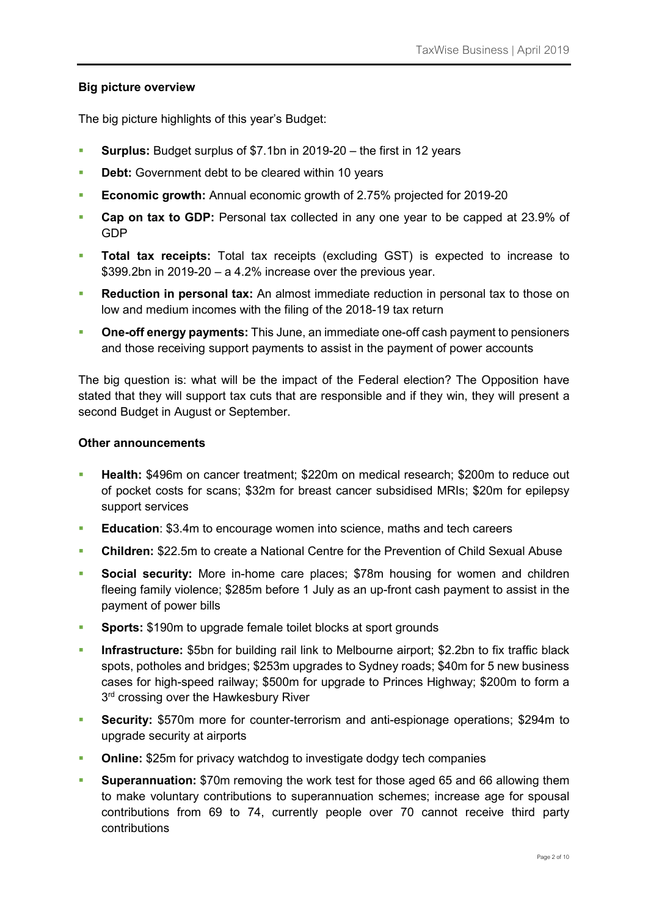**Big picture overview**

The big picture highlights of this year's Budget:

- **Surplus:** Budget surplus of $7.1bn in 2019-20 – the first in 12 years
- **Debt:** Government debt to be cleared within 10 years
- **Economic growth:** Annual economic growth of 2.75% projected for 2019-20
- **Cap on tax to GDP:** Personal tax collected in any one year to be capped at 23.9% of GDP
- **Total tax receipts:** Total tax receipts (excluding GST) is expected to increase to $399.2bn in 2019-20 – a 4.2% increase over the previous year.
- **Reduction in personal tax:** An almost immediate reduction in personal tax to those on low and medium incomes with the filing of the 2018-19 tax return
- **One-off energy payments:** This June, an immediate one-off cash payment to pensioners and those receiving support payments to assist in the payment of power accounts

The big question is: what will be the impact of the Federal election? The Opposition have stated that they will support tax cuts that are responsible and if they win, they will present a second Budget in August or September.

**Other announcements**

- **Health:** $496m on cancer treatment; $220m on medical research; $200m to reduce out of pocket costs for scans; $32m for breast cancer subsidised MRIs; $20m for epilepsy support services
- **Education**: $3.4m to encourage women into science, maths and tech careers
- **Children:** $22.5m to create a National Centre for the Prevention of Child Sexual Abuse
- **Social security:** More in-home care places; $78m housing for women and children fleeing family violence; $285m before 1 July as an up-front cash payment to assist in the payment of power bills
- **Sports:** $190m to upgrade female toilet blocks at sport grounds
- **Infrastructure:** $5bn for building rail link to Melbourne airport; $2.2bn to fix traffic black spots, potholes and bridges; $253m upgrades to Sydney roads; $40m for 5 new business cases for high-speed railway; $500m for upgrade to Princes Highway; $200m to form a 3rd crossing over the Hawkesbury River
- **Security:** $570m more for counter-terrorism and anti-espionage operations; $294m to upgrade security at airports
- **Online:** $25m for privacy watchdog to investigate dodgy tech companies
- **Superannuation:** $70m removing the work test for those aged 65 and 66 allowing them to make voluntary contributions to superannuation schemes; increase age for spousal contributions from 69 to 74, currently people over 70 cannot receive third party contributions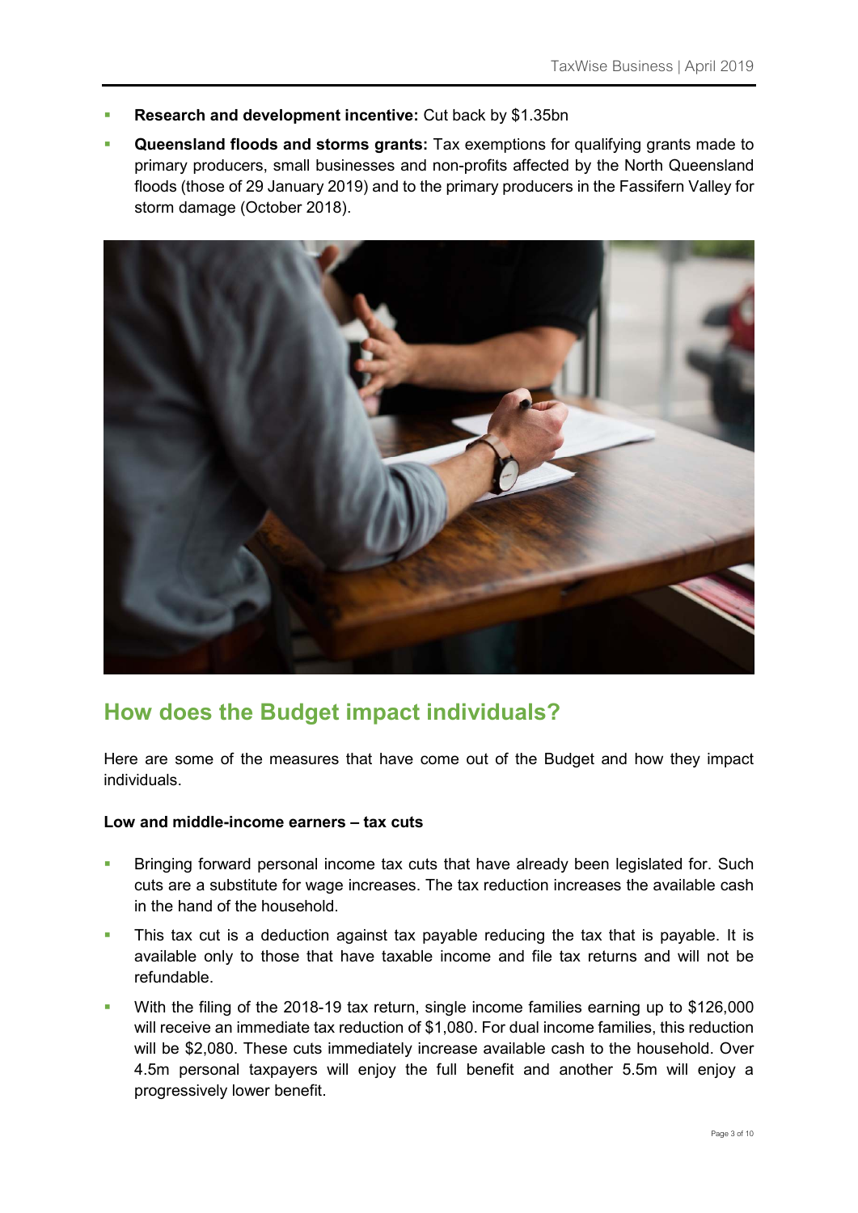- **Research and development incentive:** Cut back by $1.35bn
- **Queensland floods and storms grants:** Tax exemptions for qualifying grants made to primary producers, small businesses and non-profits affected by the North Queensland floods (those of 29 January 2019) and to the primary producers in the Fassifern Valley for storm damage (October 2018).

## How does the Budget impact individuals?

Here are some of the measures that have come out of the Budget and how they impact individuals.

**Low and middle-income earners – tax cuts**

- Bringing forward personal income tax cuts that have already been legislated for. Such cuts are a substitute for wage increases. The tax reduction increases the available cash in the hand of the household.
- This tax cut is a deduction against tax payable reducing the tax that is payable. It is available only to those that have taxable income and file tax returns and will not be refundable.
- With the filing of the 2018-19 tax return, single income families earning up to $126,000 will receive an immediate tax reduction of $1,080. For dual income families, this reduction will be $2,080. These cuts immediately increase available cash to the household. Over 4.5m personal taxpayers will enjoy the full benefit and another 5.5m will enjoy a progressively lower benefit.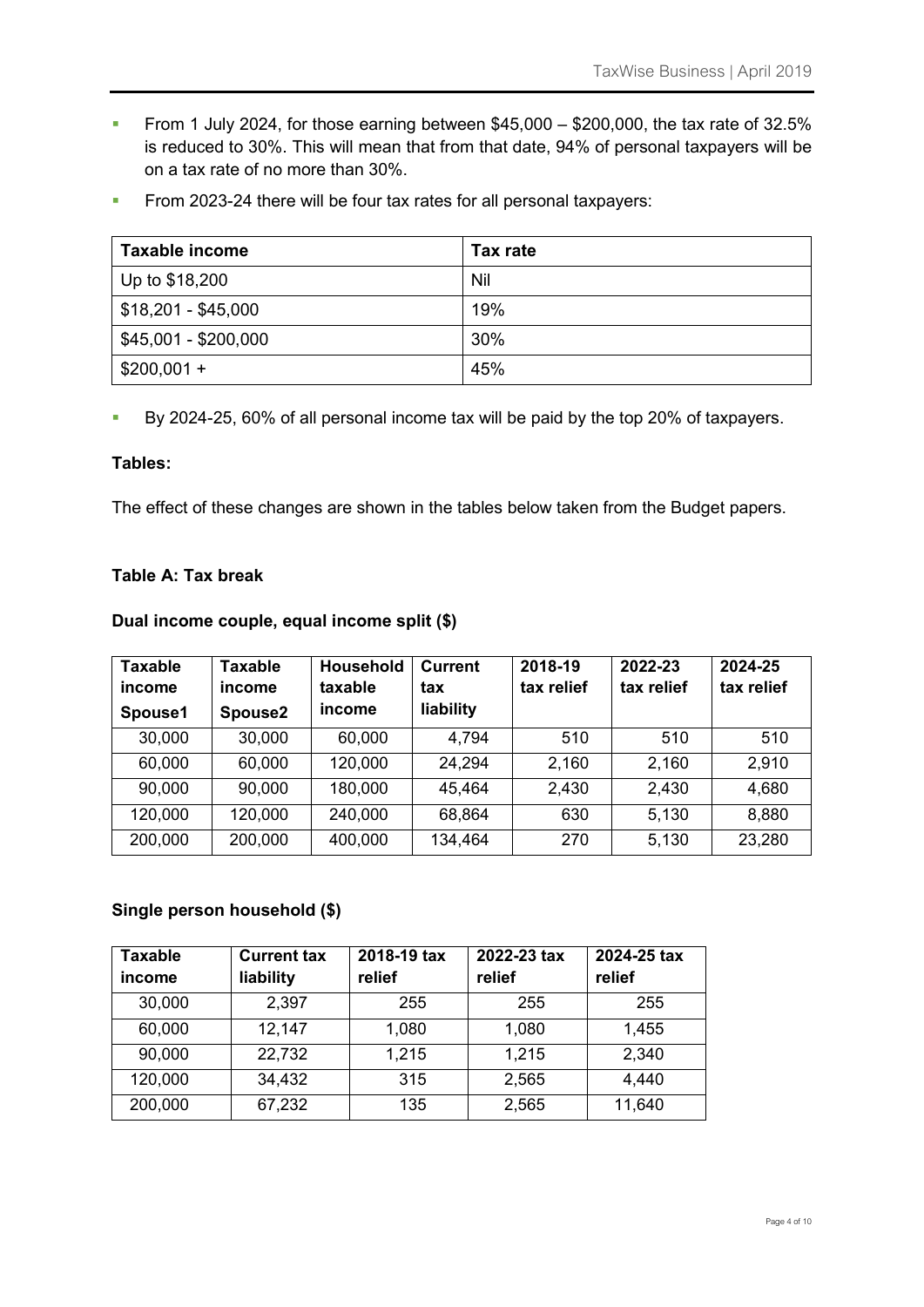- From 1 July 2024, for those earning between $45,000 – $200,000, the tax rate of 32.5% is reduced to 30%. This will mean that from that date, 94% of personal taxpayers will be on a tax rate of no more than 30%.
- From 2023-24 there will be four tax rates for all personal taxpayers:

| Taxable income | Tax rate |
|---|---|
| Up to $18,200 | Nil |
| $18,201 - $45,000 | 19% |
| $45,001 - $200,000 | 30% |
| $200,001 + | 45% |

- By 2024-25, 60% of all personal income tax will be paid by the top 20% of taxpayers.

**Tables:**

The effect of these changes are shown in the tables below taken from the Budget papers.

**Table A: Tax break**

**Dual income couple, equal income split ($)**

| Taxable income Spouse1 | Taxable income Spouse2 | Household taxable income | Current tax liability | 2018-19 tax relief | 2022-23 tax relief | 2024-25 tax relief |
|---|---|---|---|---|---|---|
| 30,000 | 30,000 | 60,000 | 4,794 | 510 | 510 | 510 |
| 60,000 | 60,000 | 120,000 | 24,294 | 2,160 | 2,160 | 2,910 |
| 90,000 | 90,000 | 180,000 | 45,464 | 2,430 | 2,430 | 4,680 |
| 120,000 | 120,000 | 240,000 | 68,864 | 630 | 5,130 | 8,880 |
| 200,000 | 200,000 | 400,000 | 134,464 | 270 | 5,130 | 23,280 |

**Single person household ($)**

| Taxable income | Current tax liability | 2018-19 tax relief | 2022-23 tax relief | 2024-25 tax relief |
|---|---|---|---|---|
| 30,000 | 2,397 | 255 | 255 | 255 |
| 60,000 | 12,147 | 1,080 | 1,080 | 1,455 |
| 90,000 | 22,732 | 1,215 | 1,215 | 2,340 |
| 120,000 | 34,432 | 315 | 2,565 | 4,440 |
| 200,000 | 67,232 | 135 | 2,565 | 11,640 |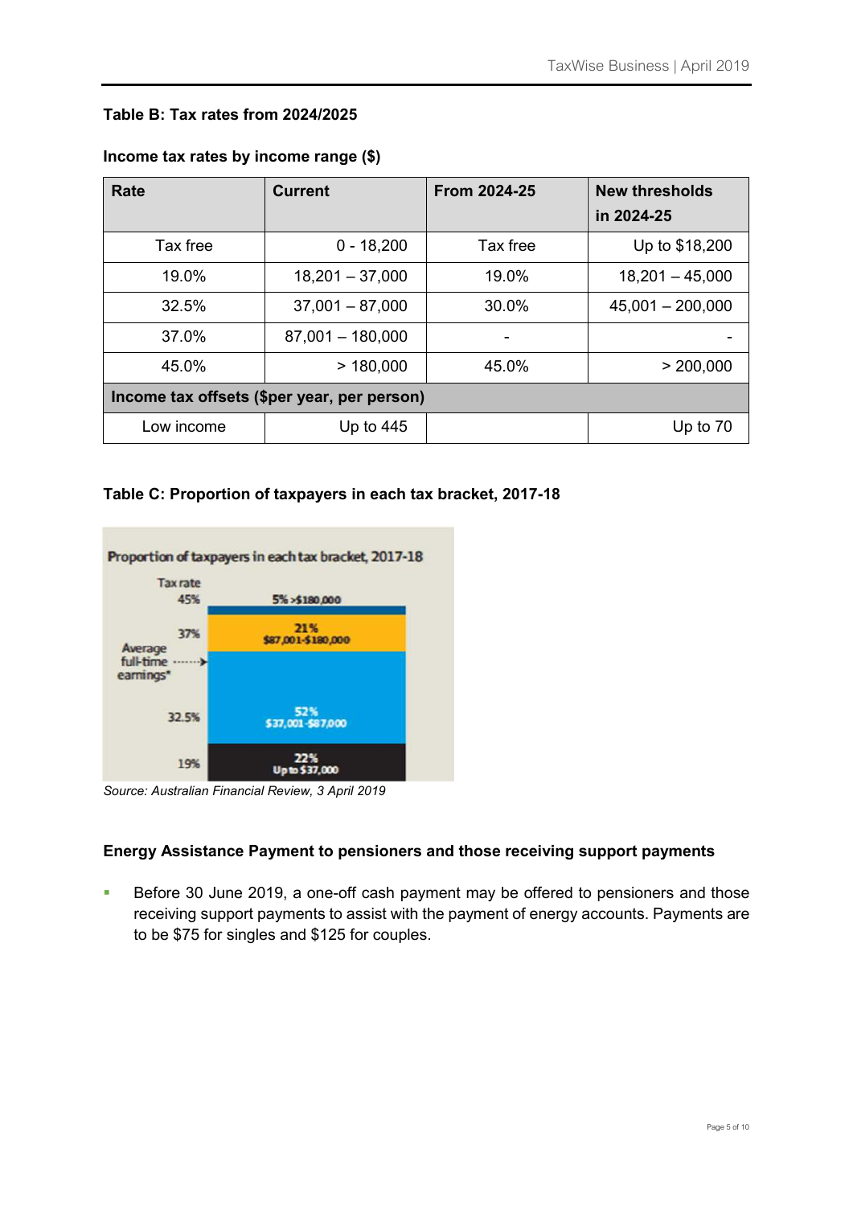**Table B: Tax rates from 2024/2025**

**Income tax rates by income range ($)**

| Rate | Current | From 2024-25 | New thresholds in 2024-25 |
|---|---|---|---|
| Tax free | 0 - 18,200 | Tax free | Up to $18,200 |
| 19.0% | 18,201 – 37,000 | 19.0% | 18,201 – 45,000 |
| 32.5% | 37,001 – 87,000 | 30.0% | 45,001 – 200,000 |
| 37.0% | 87,001 – 180,000 | - | - |
| 45.0% | > 180,000 | 45.0% | > 200,000 |
| **Income tax offsets ($per year, per person)** | | | |
| Low income | Up to 445 | | Up to 70 |

**Table C: Proportion of taxpayers in each tax bracket, 2017-18**

Proportion of taxpayers in each tax bracket, 2017-18

| Tax rate | Proportion |
|---|---|
| 45% | 5% >$180,000 |
| 37% | 21% $87,001-$180,000 |
| 32.5% | 52% $37,001-$87,000 |
| 19% | 22% Up to $37,000 |

Average full-time earnings*

*Source: Australian Financial Review, 3 April 2019*

**Energy Assistance Payment to pensioners and those receiving support payments**

- Before 30 June 2019, a one-off cash payment may be offered to pensioners and those receiving support payments to assist with the payment of energy accounts. Payments are to be $75 for singles and $125 for couples.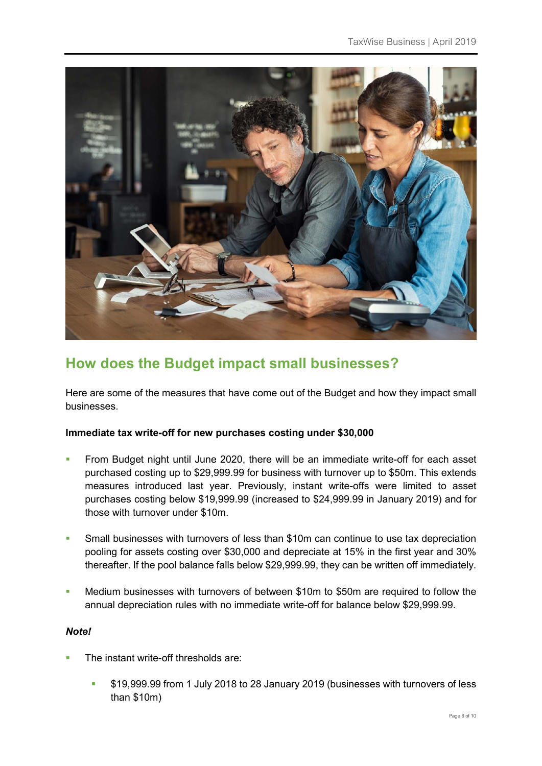## How does the Budget impact small businesses?

Here are some of the measures that have come out of the Budget and how they impact small businesses.

**Immediate tax write-off for new purchases costing under $30,000**

- From Budget night until June 2020, there will be an immediate write-off for each asset purchased costing up to $29,999.99 for business with turnover up to $50m. This extends measures introduced last year. Previously, instant write-offs were limited to asset purchases costing below $19,999.99 (increased to $24,999.99 in January 2019) and for those with turnover under $10m.
- Small businesses with turnovers of less than $10m can continue to use tax depreciation pooling for assets costing over $30,000 and depreciate at 15% in the first year and 30% thereafter. If the pool balance falls below $29,999.99, they can be written off immediately.
- Medium businesses with turnovers of between $10m to $50m are required to follow the annual depreciation rules with no immediate write-off for balance below $29,999.99.

***Note!***

- The instant write-off thresholds are:
  - $19,999.99 from 1 July 2018 to 28 January 2019 (businesses with turnovers of less than $10m)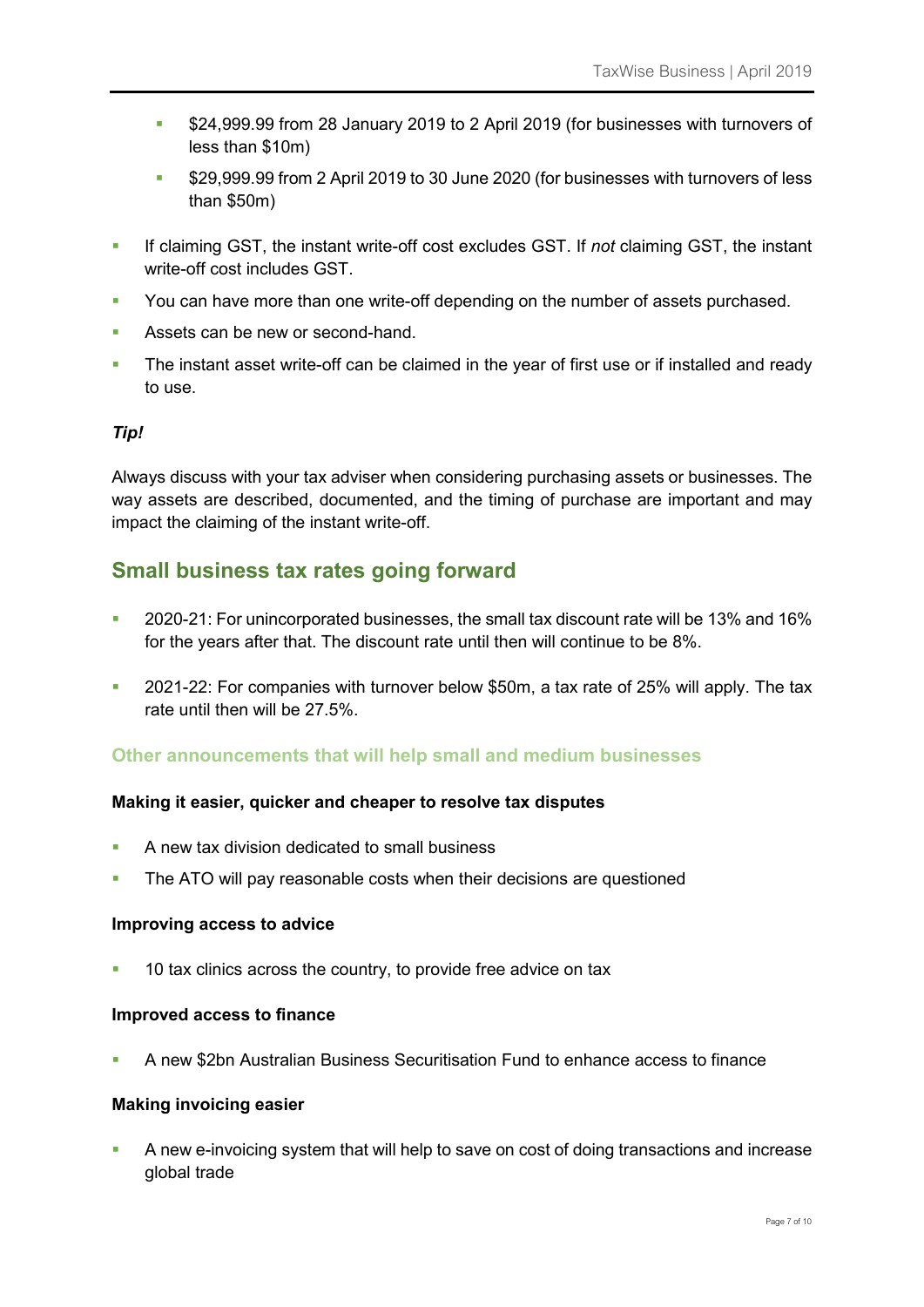- $24,999.99 from 28 January 2019 to 2 April 2019 (for businesses with turnovers of less than $10m)
  - $29,999.99 from 2 April 2019 to 30 June 2020 (for businesses with turnovers of less than $50m)
- If claiming GST, the instant write-off cost excludes GST. If *not* claiming GST, the instant write-off cost includes GST.
- You can have more than one write-off depending on the number of assets purchased.
- Assets can be new or second-hand.
- The instant asset write-off can be claimed in the year of first use or if installed and ready to use.

***Tip!***

Always discuss with your tax adviser when considering purchasing assets or businesses. The way assets are described, documented, and the timing of purchase are important and may impact the claiming of the instant write-off.

## Small business tax rates going forward

- 2020-21: For unincorporated businesses, the small tax discount rate will be 13% and 16% for the years after that. The discount rate until then will continue to be 8%.
- 2021-22: For companies with turnover below $50m, a tax rate of 25% will apply. The tax rate until then will be 27.5%.

### Other announcements that will help small and medium businesses

**Making it easier, quicker and cheaper to resolve tax disputes**

- A new tax division dedicated to small business
- The ATO will pay reasonable costs when their decisions are questioned

**Improving access to advice**

- 10 tax clinics across the country, to provide free advice on tax

**Improved access to finance**

- A new $2bn Australian Business Securitisation Fund to enhance access to finance

**Making invoicing easier**

- A new e-invoicing system that will help to save on cost of doing transactions and increase global trade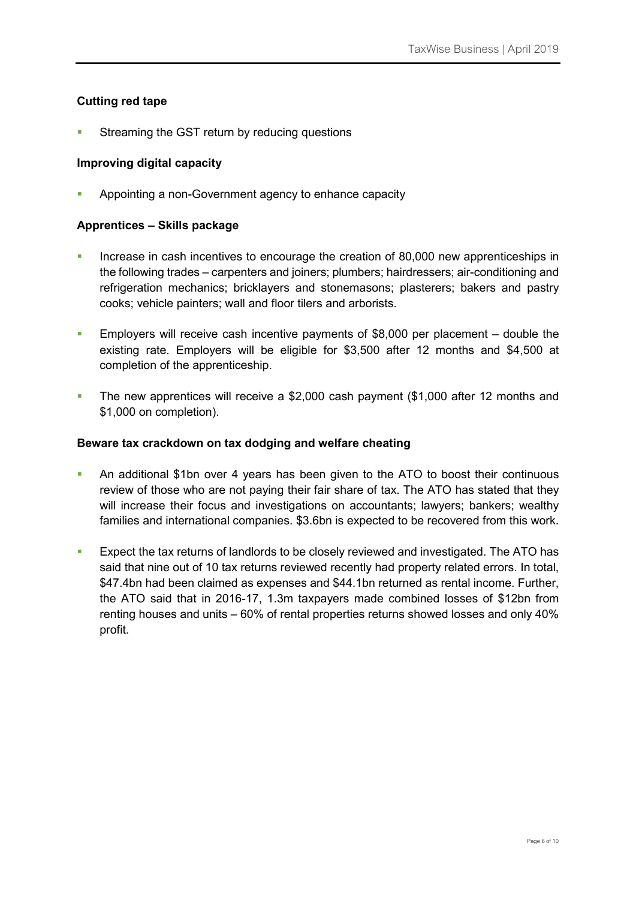### Cutting red tape

- Streaming the GST return by reducing questions

### Improving digital capacity

- Appointing a non-Government agency to enhance capacity

### Apprentices – Skills package

- Increase in cash incentives to encourage the creation of 80,000 new apprenticeships in the following trades – carpenters and joiners; plumbers; hairdressers; air-conditioning and refrigeration mechanics; bricklayers and stonemasons; plasterers; bakers and pastry cooks; vehicle painters; wall and floor tilers and arborists.

- Employers will receive cash incentive payments of $8,000 per placement – double the existing rate. Employers will be eligible for $3,500 after 12 months and $4,500 at completion of the apprenticeship.

- The new apprentices will receive a $2,000 cash payment ($1,000 after 12 months and $1,000 on completion).

### Beware tax crackdown on tax dodging and welfare cheating

- An additional $1bn over 4 years has been given to the ATO to boost their continuous review of those who are not paying their fair share of tax. The ATO has stated that they will increase their focus and investigations on accountants; lawyers; bankers; wealthy families and international companies. $3.6bn is expected to be recovered from this work.

- Expect the tax returns of landlords to be closely reviewed and investigated. The ATO has said that nine out of 10 tax returns reviewed recently had property related errors. In total, $47.4bn had been claimed as expenses and $44.1bn returned as rental income. Further, the ATO said that in 2016-17, 1.3m taxpayers made combined losses of $12bn from renting houses and units – 60% of rental properties returns showed losses and only 40% profit.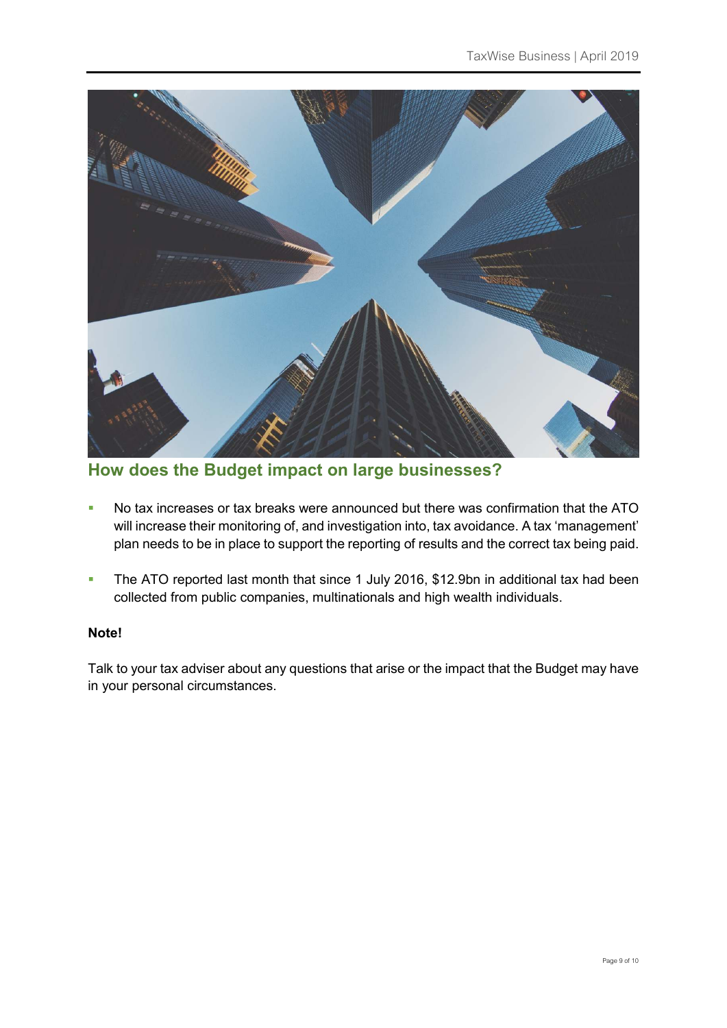## How does the Budget impact on large businesses?

- No tax increases or tax breaks were announced but there was confirmation that the ATO will increase their monitoring of, and investigation into, tax avoidance. A tax 'management' plan needs to be in place to support the reporting of results and the correct tax being paid.
- The ATO reported last month that since 1 July 2016, $12.9bn in additional tax had been collected from public companies, multinationals and high wealth individuals.

**Note!**

Talk to your tax adviser about any questions that arise or the impact that the Budget may have in your personal circumstances.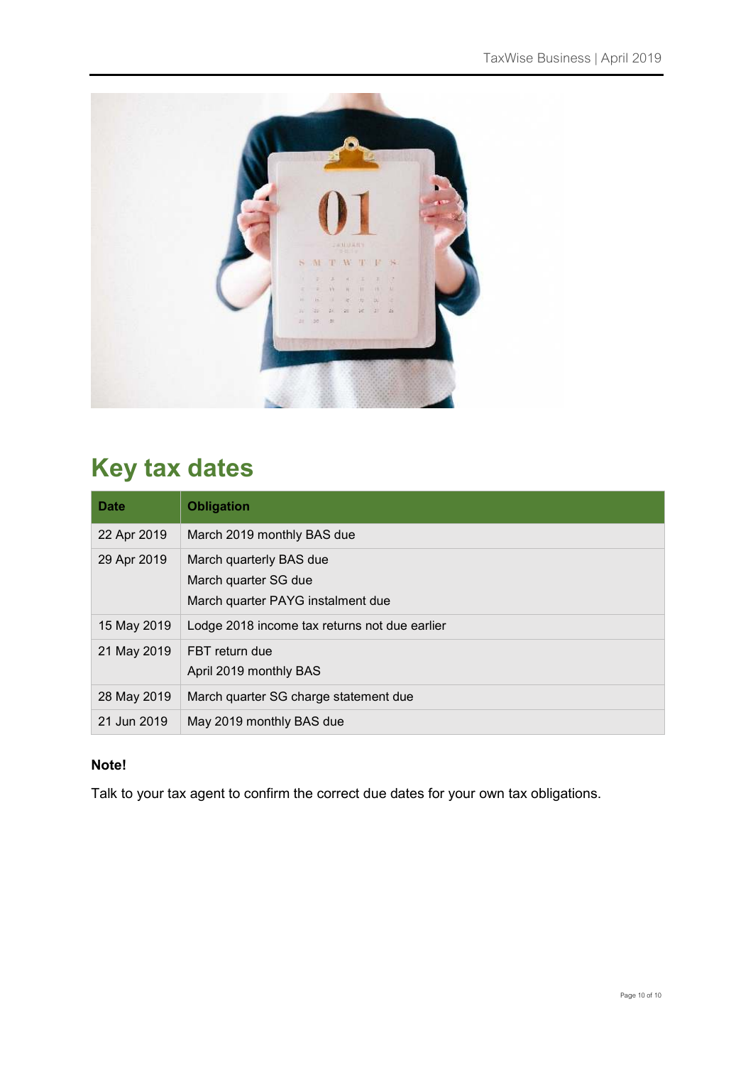## Key tax dates

| Date | Obligation |
|---|---|
| 22 Apr 2019 | March 2019 monthly BAS due |
| 29 Apr 2019 | March quarterly BAS due<br>March quarter SG due<br>March quarter PAYG instalment due |
| 15 May 2019 | Lodge 2018 income tax returns not due earlier |
| 21 May 2019 | FBT return due<br>April 2019 monthly BAS |
| 28 May 2019 | March quarter SG charge statement due |
| 21 Jun 2019 | May 2019 monthly BAS due |

**Note!**

Talk to your tax agent to confirm the correct due dates for your own tax obligations.